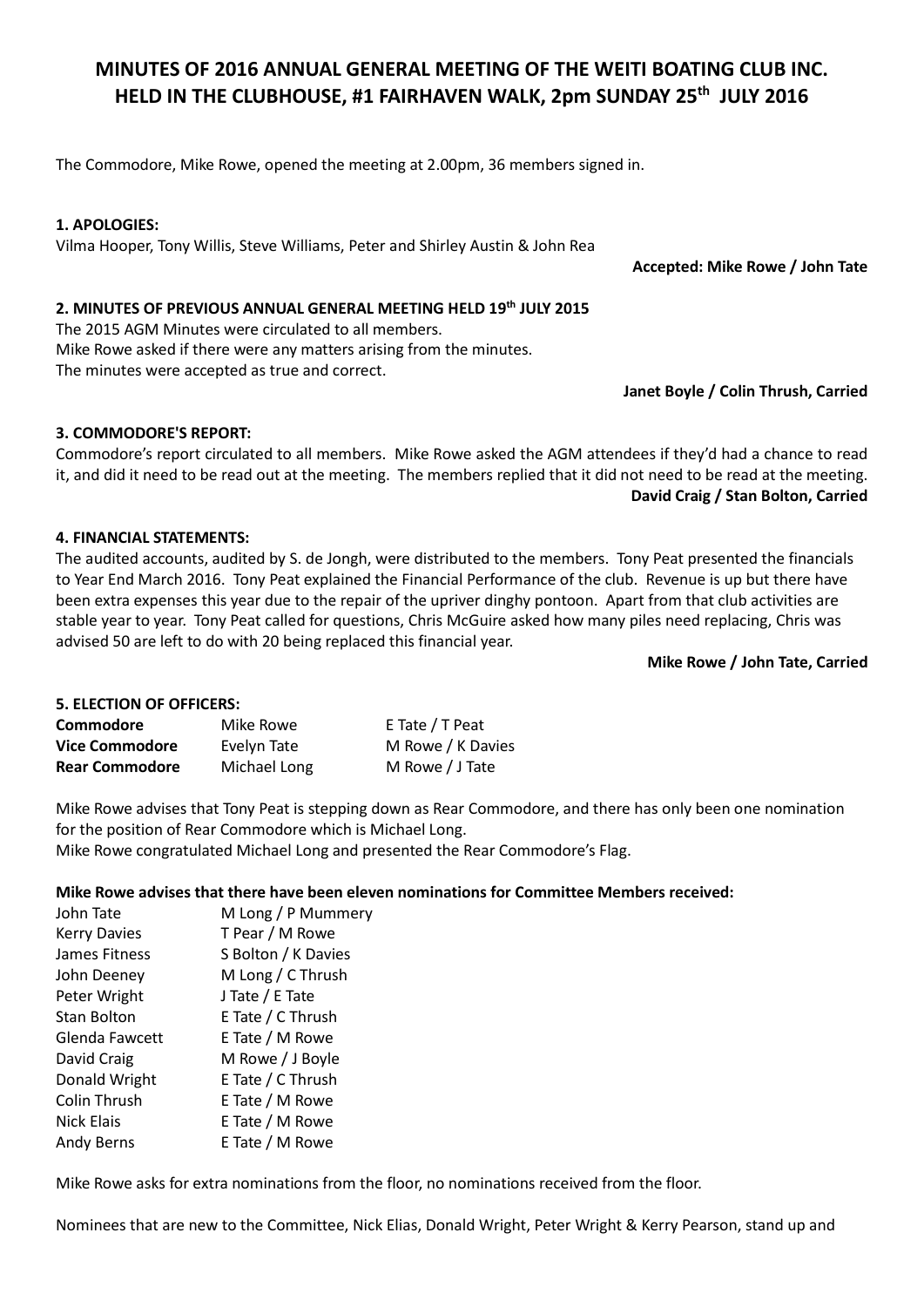# MINUTES OF 2016 ANNUAL GENERAL MEETING OF THE WEITI BOATING CLUB INC. HELD IN THE CLUBHOUSE, #1 FAIRHAVEN WALK, 2pm SUNDAY 25th JULY 2016

The Commodore, Mike Rowe, opened the meeting at 2.00pm, 36 members signed in.

**1. APOLOGIES:**

Vilma Hooper, Tony Willis, Steve Williams, Peter and Shirley Austin & John Rea

**Accepted: Mike Rowe / John Tate**

**2. MINUTES OF PREVIOUS ANNUAL GENERAL MEETING HELD 19th JULY 2015**

The 2015 AGM Minutes were circulated to all members.
Mike Rowe asked if there were any matters arising from the minutes.
The minutes were accepted as true and correct.

**Janet Boyle / Colin Thrush, Carried**

**3. COMMODORE'S REPORT:**

Commodore's report circulated to all members. Mike Rowe asked the AGM attendees if they'd had a chance to read it, and did it need to be read out at the meeting. The members replied that it did not need to be read at the meeting.

**David Craig / Stan Bolton, Carried**

**4. FINANCIAL STATEMENTS:**

The audited accounts, audited by S. de Jongh, were distributed to the members. Tony Peat presented the financials to Year End March 2016. Tony Peat explained the Financial Performance of the club. Revenue is up but there have been extra expenses this year due to the repair of the upriver dinghy pontoon. Apart from that club activities are stable year to year. Tony Peat called for questions, Chris McGuire asked how many piles need replacing, Chris was advised 50 are left to do with 20 being replaced this financial year.

**Mike Rowe / John Tate, Carried**

**5. ELECTION OF OFFICERS:**

| | | |
|---|---|---|
| **Commodore** | Mike Rowe | E Tate / T Peat |
| **Vice Commodore** | Evelyn Tate | M Rowe / K Davies |
| **Rear Commodore** | Michael Long | M Rowe / J Tate |

Mike Rowe advises that Tony Peat is stepping down as Rear Commodore, and there has only been one nomination for the position of Rear Commodore which is Michael Long.
Mike Rowe congratulated Michael Long and presented the Rear Commodore's Flag.

**Mike Rowe advises that there have been eleven nominations for Committee Members received:**

| | |
|---|---|
| John Tate | M Long / P Mummery |
| Kerry Davies | T Pear / M Rowe |
| James Fitness | S Bolton / K Davies |
| John Deeney | M Long / C Thrush |
| Peter Wright | J Tate / E Tate |
| Stan Bolton | E Tate / C Thrush |
| Glenda Fawcett | E Tate / M Rowe |
| David Craig | M Rowe / J Boyle |
| Donald Wright | E Tate / C Thrush |
| Colin Thrush | E Tate / M Rowe |
| Nick Elais | E Tate / M Rowe |
| Andy Berns | E Tate / M Rowe |

Mike Rowe asks for extra nominations from the floor, no nominations received from the floor.

Nominees that are new to the Committee, Nick Elias, Donald Wright, Peter Wright & Kerry Pearson, stand up and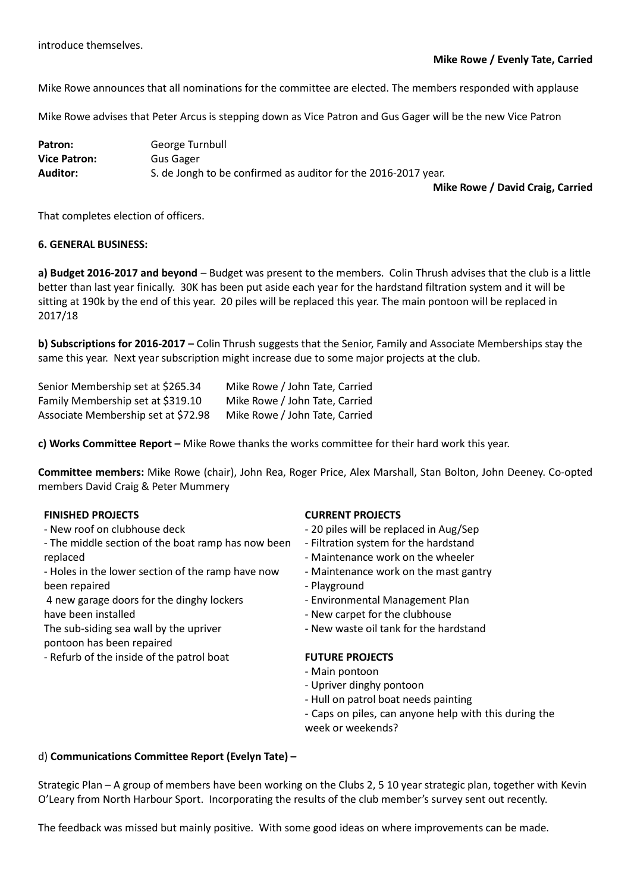introduce themselves.

**Mike Rowe / Evenly Tate, Carried**

Mike Rowe announces that all nominations for the committee are elected. The members responded with applause

Mike Rowe advises that Peter Arcus is stepping down as Vice Patron and Gus Gager will be the new Vice Patron

| | |
|---|---|
| **Patron:** | George Turnbull |
| **Vice Patron:** | Gus Gager |
| **Auditor:** | S. de Jongh to be confirmed as auditor for the 2016-2017 year. |

**Mike Rowe / David Craig, Carried**

That completes election of officers.

**6. GENERAL BUSINESS:**

**a) Budget 2016-2017 and beyond** – Budget was present to the members. Colin Thrush advises that the club is a little better than last year finically. 30K has been put aside each year for the hardstand filtration system and it will be sitting at 190k by the end of this year. 20 piles will be replaced this year. The main pontoon will be replaced in 2017/18

**b) Subscriptions for 2016-2017 –** Colin Thrush suggests that the Senior, Family and Associate Memberships stay the same this year. Next year subscription might increase due to some major projects at the club.

| | |
|---|---|
| Senior Membership set at \$265.34 | Mike Rowe / John Tate, Carried |
| Family Membership set at \$319.10 | Mike Rowe / John Tate, Carried |
| Associate Membership set at \$72.98 | Mike Rowe / John Tate, Carried |

**c) Works Committee Report –** Mike Rowe thanks the works committee for their hard work this year.

**Committee members:** Mike Rowe (chair), John Rea, Roger Price, Alex Marshall, Stan Bolton, John Deeney. Co-opted members David Craig & Peter Mummery

**FINISHED PROJECTS**

- New roof on clubhouse deck
- The middle section of the boat ramp has now been replaced
- Holes in the lower section of the ramp have now been repaired
- 4 new garage doors for the dinghy lockers have been installed
- The sub-siding sea wall by the upriver pontoon has been repaired
- Refurb of the inside of the patrol boat

**CURRENT PROJECTS**

- 20 piles will be replaced in Aug/Sep
- Filtration system for the hardstand
- Maintenance work on the wheeler
- Maintenance work on the mast gantry
- Playground
- Environmental Management Plan
- New carpet for the clubhouse
- New waste oil tank for the hardstand

**FUTURE PROJECTS**

- Main pontoon
- Upriver dinghy pontoon
- Hull on patrol boat needs painting
- Caps on piles, can anyone help with this during the week or weekends?

d) **Communications Committee Report (Evelyn Tate) –**

Strategic Plan – A group of members have been working on the Clubs 2, 5 10 year strategic plan, together with Kevin O'Leary from North Harbour Sport. Incorporating the results of the club member's survey sent out recently.

The feedback was missed but mainly positive. With some good ideas on where improvements can be made.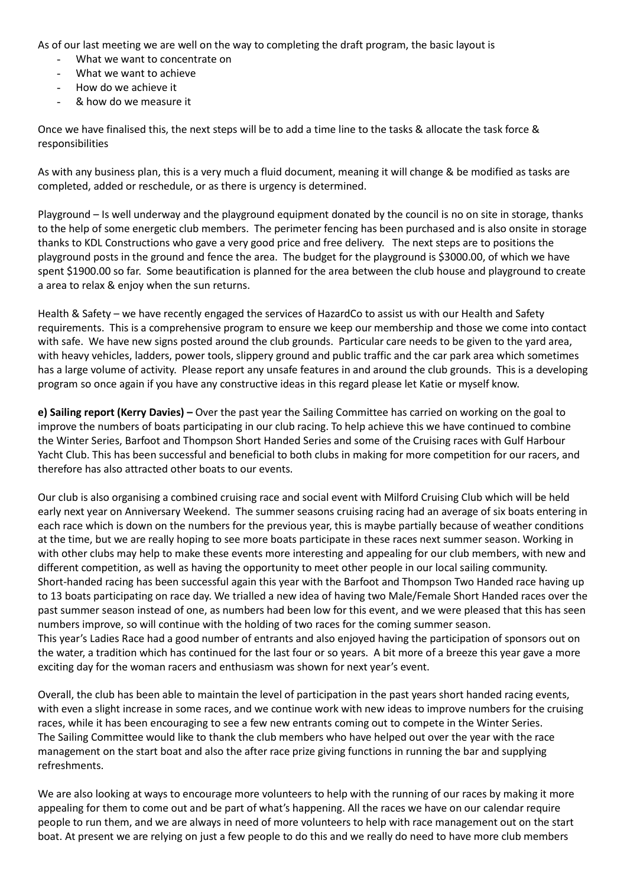As of our last meeting we are well on the way to completing the draft program, the basic layout is

- What we want to concentrate on
- What we want to achieve
- How do we achieve it
- & how do we measure it

Once we have finalised this, the next steps will be to add a time line to the tasks & allocate the task force & responsibilities

As with any business plan, this is a very much a fluid document, meaning it will change & be modified as tasks are completed, added or reschedule, or as there is urgency is determined.

Playground – Is well underway and the playground equipment donated by the council is no on site in storage, thanks to the help of some energetic club members. The perimeter fencing has been purchased and is also onsite in storage thanks to KDL Constructions who gave a very good price and free delivery. The next steps are to positions the playground posts in the ground and fence the area. The budget for the playground is $3000.00, of which we have spent $1900.00 so far. Some beautification is planned for the area between the club house and playground to create a area to relax & enjoy when the sun returns.

Health & Safety – we have recently engaged the services of HazardCo to assist us with our Health and Safety requirements. This is a comprehensive program to ensure we keep our membership and those we come into contact with safe. We have new signs posted around the club grounds. Particular care needs to be given to the yard area, with heavy vehicles, ladders, power tools, slippery ground and public traffic and the car park area which sometimes has a large volume of activity. Please report any unsafe features in and around the club grounds. This is a developing program so once again if you have any constructive ideas in this regard please let Katie or myself know.

**e) Sailing report (Kerry Davies) –** Over the past year the Sailing Committee has carried on working on the goal to improve the numbers of boats participating in our club racing. To help achieve this we have continued to combine the Winter Series, Barfoot and Thompson Short Handed Series and some of the Cruising races with Gulf Harbour Yacht Club. This has been successful and beneficial to both clubs in making for more competition for our racers, and therefore has also attracted other boats to our events.

Our club is also organising a combined cruising race and social event with Milford Cruising Club which will be held early next year on Anniversary Weekend. The summer seasons cruising racing had an average of six boats entering in each race which is down on the numbers for the previous year, this is maybe partially because of weather conditions at the time, but we are really hoping to see more boats participate in these races next summer season. Working in with other clubs may help to make these events more interesting and appealing for our club members, with new and different competition, as well as having the opportunity to meet other people in our local sailing community.
Short-handed racing has been successful again this year with the Barfoot and Thompson Two Handed race having up to 13 boats participating on race day. We trialled a new idea of having two Male/Female Short Handed races over the past summer season instead of one, as numbers had been low for this event, and we were pleased that this has seen numbers improve, so will continue with the holding of two races for the coming summer season.
This year's Ladies Race had a good number of entrants and also enjoyed having the participation of sponsors out on the water, a tradition which has continued for the last four or so years. A bit more of a breeze this year gave a more exciting day for the woman racers and enthusiasm was shown for next year's event.

Overall, the club has been able to maintain the level of participation in the past years short handed racing events, with even a slight increase in some races, and we continue work with new ideas to improve numbers for the cruising races, while it has been encouraging to see a few new entrants coming out to compete in the Winter Series.
The Sailing Committee would like to thank the club members who have helped out over the year with the race management on the start boat and also the after race prize giving functions in running the bar and supplying refreshments.

We are also looking at ways to encourage more volunteers to help with the running of our races by making it more appealing for them to come out and be part of what's happening. All the races we have on our calendar require people to run them, and we are always in need of more volunteers to help with race management out on the start boat. At present we are relying on just a few people to do this and we really do need to have more club members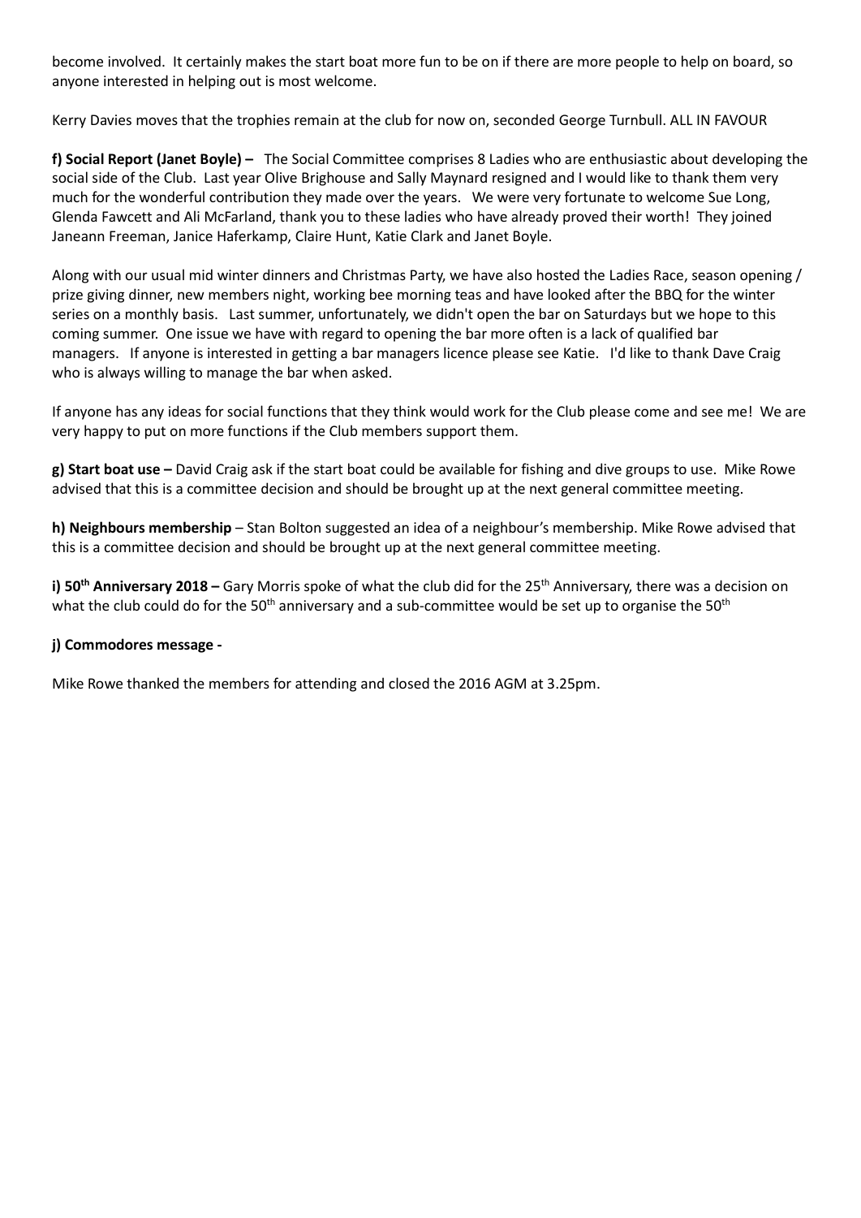become involved. It certainly makes the start boat more fun to be on if there are more people to help on board, so anyone interested in helping out is most welcome.

Kerry Davies moves that the trophies remain at the club for now on, seconded George Turnbull. ALL IN FAVOUR

**f) Social Report (Janet Boyle) –** The Social Committee comprises 8 Ladies who are enthusiastic about developing the social side of the Club. Last year Olive Brighouse and Sally Maynard resigned and I would like to thank them very much for the wonderful contribution they made over the years. We were very fortunate to welcome Sue Long, Glenda Fawcett and Ali McFarland, thank you to these ladies who have already proved their worth! They joined Janeann Freeman, Janice Haferkamp, Claire Hunt, Katie Clark and Janet Boyle.

Along with our usual mid winter dinners and Christmas Party, we have also hosted the Ladies Race, season opening / prize giving dinner, new members night, working bee morning teas and have looked after the BBQ for the winter series on a monthly basis. Last summer, unfortunately, we didn't open the bar on Saturdays but we hope to this coming summer. One issue we have with regard to opening the bar more often is a lack of qualified bar managers. If anyone is interested in getting a bar managers licence please see Katie. I'd like to thank Dave Craig who is always willing to manage the bar when asked.

If anyone has any ideas for social functions that they think would work for the Club please come and see me! We are very happy to put on more functions if the Club members support them.

**g) Start boat use –** David Craig ask if the start boat could be available for fishing and dive groups to use. Mike Rowe advised that this is a committee decision and should be brought up at the next general committee meeting.

**h) Neighbours membership** – Stan Bolton suggested an idea of a neighbour's membership. Mike Rowe advised that this is a committee decision and should be brought up at the next general committee meeting.

**i) 50th Anniversary 2018 –** Gary Morris spoke of what the club did for the 25th Anniversary, there was a decision on what the club could do for the 50th anniversary and a sub-committee would be set up to organise the 50th

**j) Commodores message -**

Mike Rowe thanked the members for attending and closed the 2016 AGM at 3.25pm.